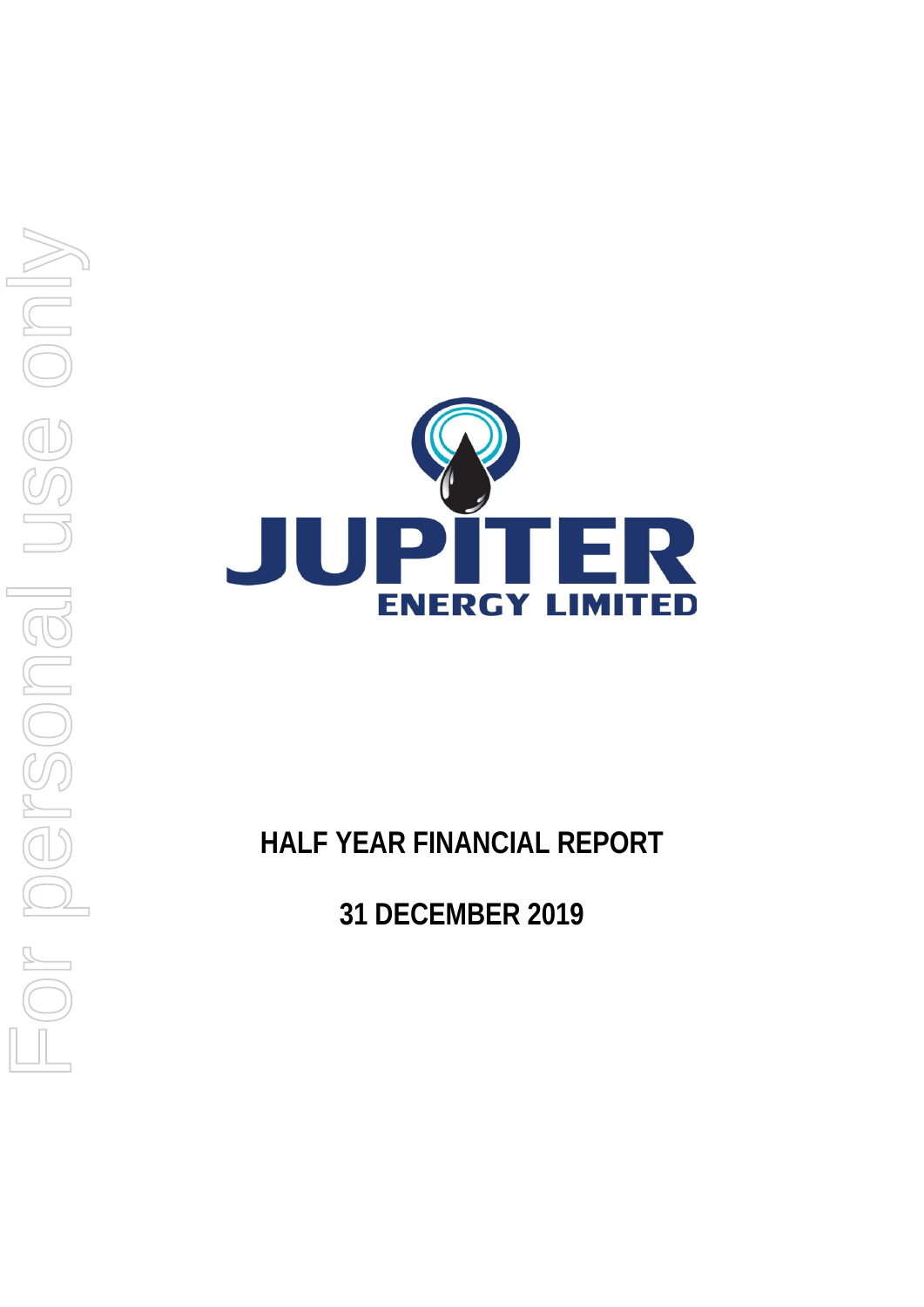# JUPITER ENERGY LIMITED

# HALF YEAR FINANCIAL REPORT

## 31 DECEMBER 2019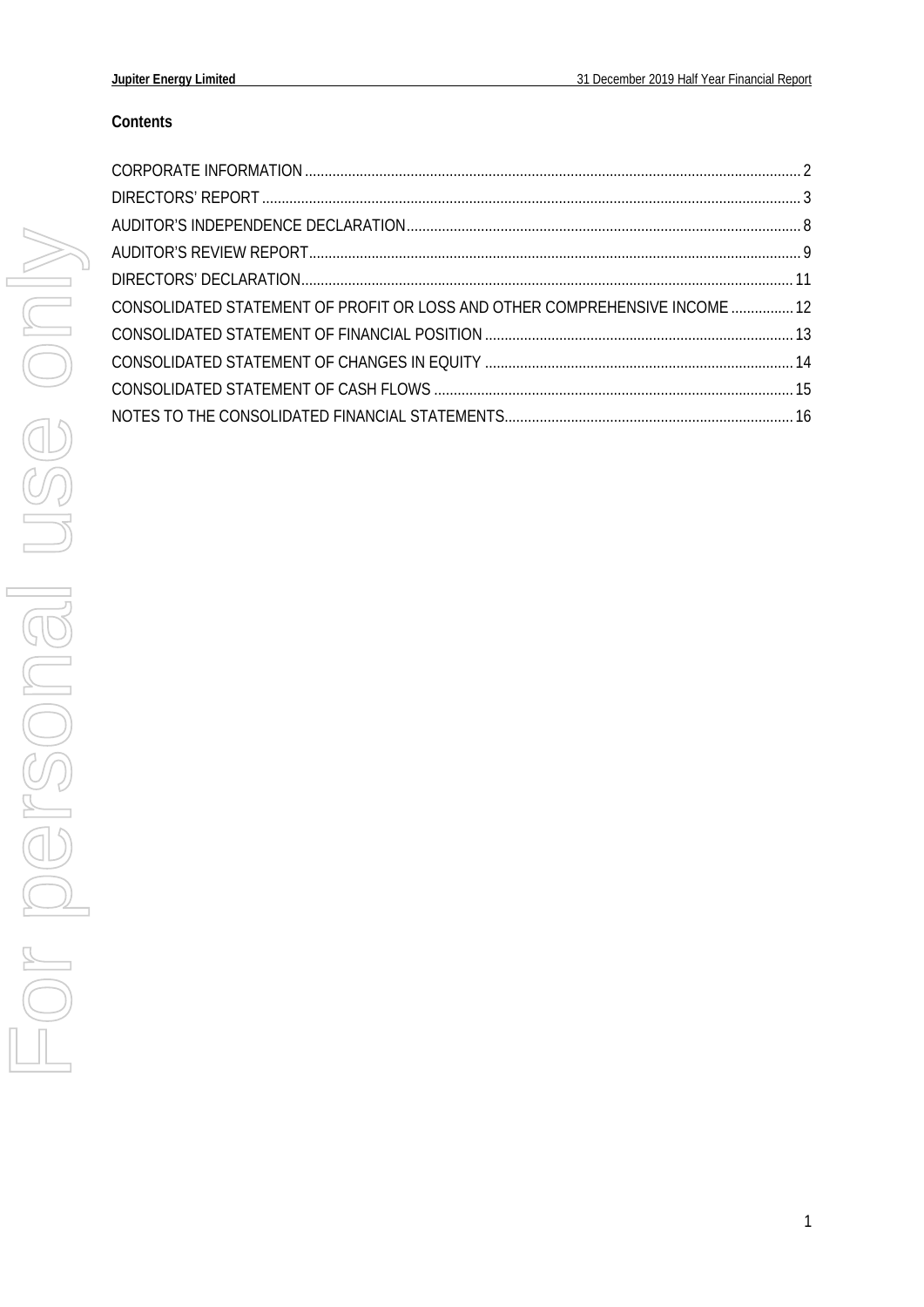## Contents

| | |
|---|---|
| CORPORATE INFORMATION | 2 |
| DIRECTORS' REPORT | 3 |
| AUDITOR'S INDEPENDENCE DECLARATION | 8 |
| AUDITOR'S REVIEW REPORT | 9 |
| DIRECTORS' DECLARATION | 11 |
| CONSOLIDATED STATEMENT OF PROFIT OR LOSS AND OTHER COMPREHENSIVE INCOME | 12 |
| CONSOLIDATED STATEMENT OF FINANCIAL POSITION | 13 |
| CONSOLIDATED STATEMENT OF CHANGES IN EQUITY | 14 |
| CONSOLIDATED STATEMENT OF CASH FLOWS | 15 |
| NOTES TO THE CONSOLIDATED FINANCIAL STATEMENTS | 16 |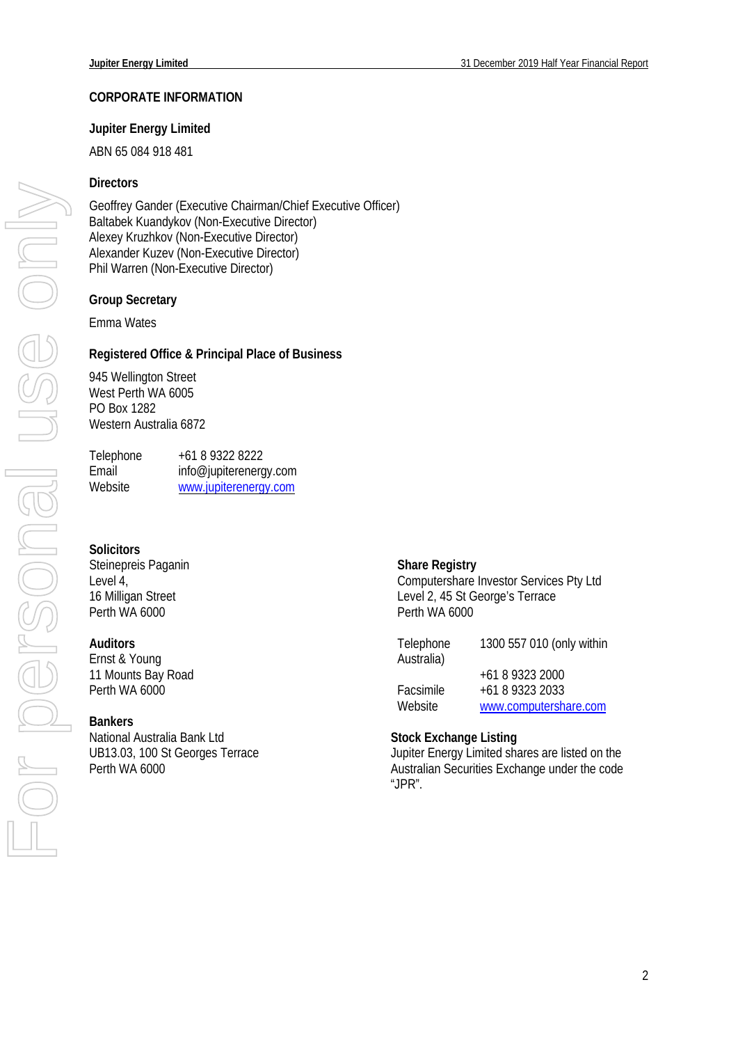## CORPORATE INFORMATION

### Jupiter Energy Limited

ABN 65 084 918 481

**Directors**

Geoffrey Gander (Executive Chairman/Chief Executive Officer)
Baltabek Kuandykov (Non-Executive Director)
Alexey Kruzhkov (Non-Executive Director)
Alexander Kuzev (Non-Executive Director)
Phil Warren (Non-Executive Director)

**Group Secretary**

Emma Wates

**Registered Office & Principal Place of Business**

945 Wellington Street
West Perth WA 6005
PO Box 1282
Western Australia 6872

| | |
|---|---|
| Telephone | +61 8 9322 8222 |
| Email | info@jupiterenergy.com |
| Website | www.jupiterenergy.com |

**Solicitors**
Steinepreis Paganin
Level 4,
16 Milligan Street
Perth WA 6000

**Auditors**
Ernst & Young
11 Mounts Bay Road
Perth WA 6000

**Bankers**
National Australia Bank Ltd
UB13.03, 100 St Georges Terrace
Perth WA 6000

**Share Registry**
Computershare Investor Services Pty Ltd
Level 2, 45 St George's Terrace
Perth WA 6000

| | |
|---|---|
| Telephone | 1300 557 010 (only within Australia) |
| | +61 8 9323 2000 |
| Facsimile | +61 8 9323 2033 |
| Website | www.computershare.com |

**Stock Exchange Listing**
Jupiter Energy Limited shares are listed on the Australian Securities Exchange under the code "JPR".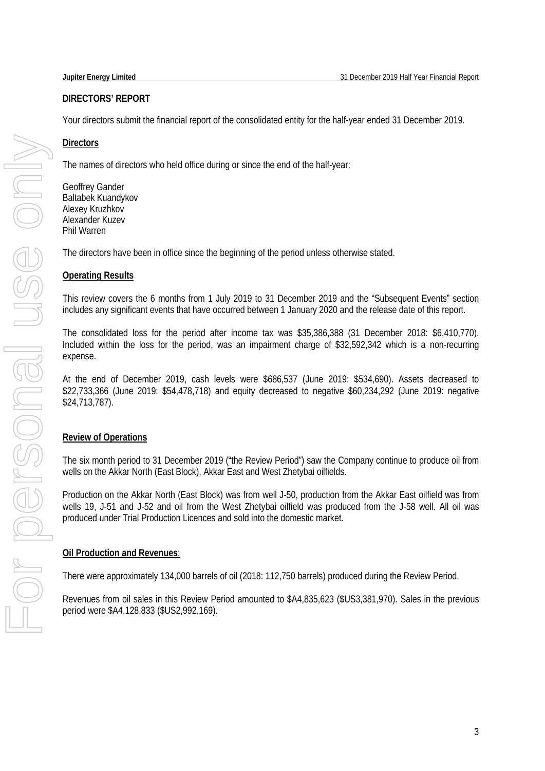## DIRECTORS' REPORT

Your directors submit the financial report of the consolidated entity for the half-year ended 31 December 2019.

### Directors

The names of directors who held office during or since the end of the half-year:

Geoffrey Gander
Baltabek Kuandykov
Alexey Kruzhkov
Alexander Kuzev
Phil Warren

The directors have been in office since the beginning of the period unless otherwise stated.

### Operating Results

This review covers the 6 months from 1 July 2019 to 31 December 2019 and the "Subsequent Events" section includes any significant events that have occurred between 1 January 2020 and the release date of this report.

The consolidated loss for the period after income tax was $35,386,388 (31 December 2018: $6,410,770). Included within the loss for the period, was an impairment charge of $32,592,342 which is a non-recurring expense.

At the end of December 2019, cash levels were $686,537 (June 2019: $534,690). Assets decreased to $22,733,366 (June 2019: $54,478,718) and equity decreased to negative $60,234,292 (June 2019: negative $24,713,787).

### Review of Operations

The six month period to 31 December 2019 ("the Review Period") saw the Company continue to produce oil from wells on the Akkar North (East Block), Akkar East and West Zhetybai oilfields.

Production on the Akkar North (East Block) was from well J-50, production from the Akkar East oilfield was from wells 19, J-51 and J-52 and oil from the West Zhetybai oilfield was produced from the J-58 well. All oil was produced under Trial Production Licences and sold into the domestic market.

### Oil Production and Revenues:

There were approximately 134,000 barrels of oil (2018: 112,750 barrels) produced during the Review Period.

Revenues from oil sales in this Review Period amounted to $A4,835,623 ($US3,381,970). Sales in the previous period were $A4,128,833 ($US2,992,169).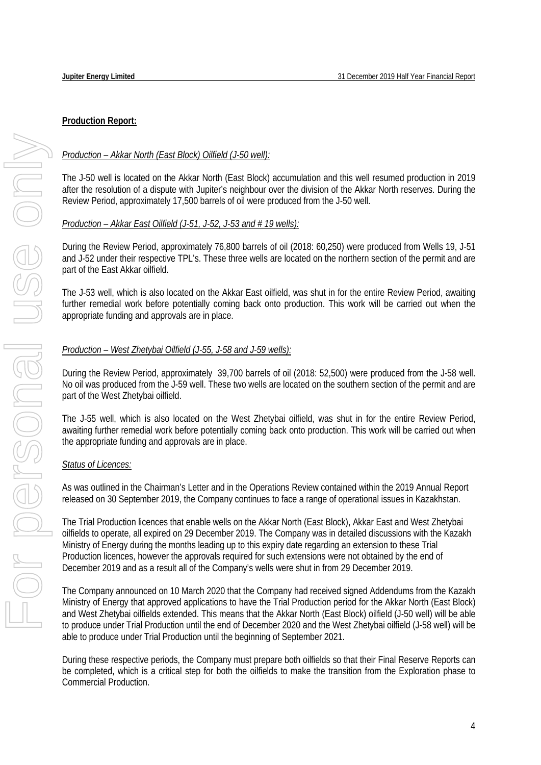**Production Report:**

*Production – Akkar North (East Block) Oilfield (J-50 well):*

The J-50 well is located on the Akkar North (East Block) accumulation and this well resumed production in 2019 after the resolution of a dispute with Jupiter's neighbour over the division of the Akkar North reserves. During the Review Period, approximately 17,500 barrels of oil were produced from the J-50 well.

*Production – Akkar East Oilfield (J-51, J-52, J-53 and # 19 wells):*

During the Review Period, approximately 76,800 barrels of oil (2018: 60,250) were produced from Wells 19, J-51 and J-52 under their respective TPL's. These three wells are located on the northern section of the permit and are part of the East Akkar oilfield.

The J-53 well, which is also located on the Akkar East oilfield, was shut in for the entire Review Period, awaiting further remedial work before potentially coming back onto production. This work will be carried out when the appropriate funding and approvals are in place.

*Production – West Zhetybai Oilfield (J-55, J-58 and J-59 wells):*

During the Review Period, approximately 39,700 barrels of oil (2018: 52,500) were produced from the J-58 well. No oil was produced from the J-59 well. These two wells are located on the southern section of the permit and are part of the West Zhetybai oilfield.

The J-55 well, which is also located on the West Zhetybai oilfield, was shut in for the entire Review Period, awaiting further remedial work before potentially coming back onto production. This work will be carried out when the appropriate funding and approvals are in place.

*Status of Licences:*

As was outlined in the Chairman's Letter and in the Operations Review contained within the 2019 Annual Report released on 30 September 2019, the Company continues to face a range of operational issues in Kazakhstan.

The Trial Production licences that enable wells on the Akkar North (East Block), Akkar East and West Zhetybai oilfields to operate, all expired on 29 December 2019. The Company was in detailed discussions with the Kazakh Ministry of Energy during the months leading up to this expiry date regarding an extension to these Trial Production licences, however the approvals required for such extensions were not obtained by the end of December 2019 and as a result all of the Company's wells were shut in from 29 December 2019.

The Company announced on 10 March 2020 that the Company had received signed Addendums from the Kazakh Ministry of Energy that approved applications to have the Trial Production period for the Akkar North (East Block) and West Zhetybai oilfields extended. This means that the Akkar North (East Block) oilfield (J-50 well) will be able to produce under Trial Production until the end of December 2020 and the West Zhetybai oilfield (J-58 well) will be able to produce under Trial Production until the beginning of September 2021.

During these respective periods, the Company must prepare both oilfields so that their Final Reserve Reports can be completed, which is a critical step for both the oilfields to make the transition from the Exploration phase to Commercial Production.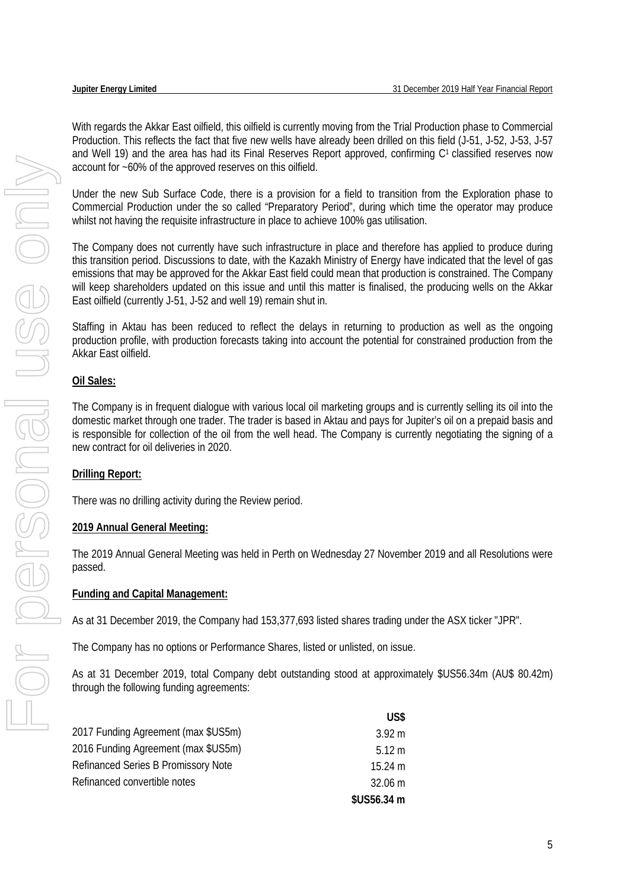With regards the Akkar East oilfield, this oilfield is currently moving from the Trial Production phase to Commercial Production. This reflects the fact that five new wells have already been drilled on this field (J-51, J-52, J-53, J-57 and Well 19) and the area has had its Final Reserves Report approved, confirming $C^1$ classified reserves now account for ~60% of the approved reserves on this oilfield.

Under the new Sub Surface Code, there is a provision for a field to transition from the Exploration phase to Commercial Production under the so called "Preparatory Period", during which time the operator may produce whilst not having the requisite infrastructure in place to achieve 100% gas utilisation.

The Company does not currently have such infrastructure in place and therefore has applied to produce during this transition period. Discussions to date, with the Kazakh Ministry of Energy have indicated that the level of gas emissions that may be approved for the Akkar East field could mean that production is constrained. The Company will keep shareholders updated on this issue and until this matter is finalised, the producing wells on the Akkar East oilfield (currently J-51, J-52 and well 19) remain shut in.

Staffing in Aktau has been reduced to reflect the delays in returning to production as well as the ongoing production profile, with production forecasts taking into account the potential for constrained production from the Akkar East oilfield.

**Oil Sales:**

The Company is in frequent dialogue with various local oil marketing groups and is currently selling its oil into the domestic market through one trader. The trader is based in Aktau and pays for Jupiter's oil on a prepaid basis and is responsible for collection of the oil from the well head. The Company is currently negotiating the signing of a new contract for oil deliveries in 2020.

**Drilling Report:**

There was no drilling activity during the Review period.

**2019 Annual General Meeting:**

The 2019 Annual General Meeting was held in Perth on Wednesday 27 November 2019 and all Resolutions were passed.

**Funding and Capital Management:**

As at 31 December 2019, the Company had 153,377,693 listed shares trading under the ASX ticker "JPR".

The Company has no options or Performance Shares, listed or unlisted, on issue.

As at 31 December 2019, total Company debt outstanding stood at approximately $US56.34m (AU$ 80.42m) through the following funding agreements:

| | US$ |
|---|---|
| 2017 Funding Agreement (max $US5m) | 3.92 m |
| 2016 Funding Agreement (max $US5m) | 5.12 m |
| Refinanced Series B Promissory Note | 15.24 m |
| Refinanced convertible notes | 32.06 m |
| | **$US56.34 m** |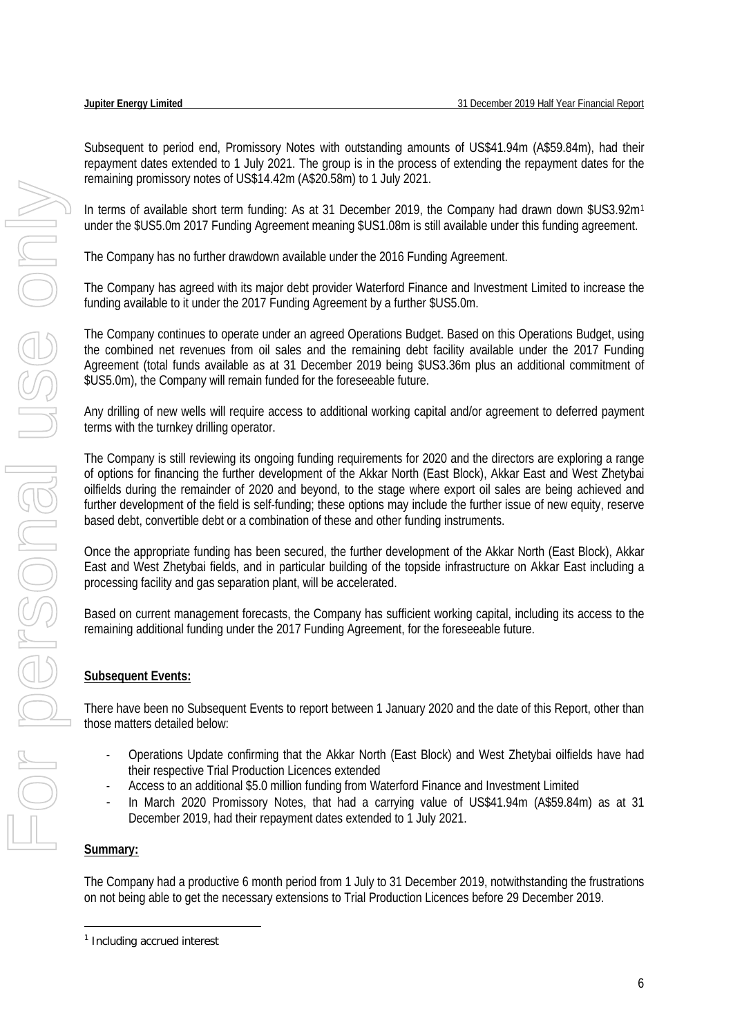Subsequent to period end, Promissory Notes with outstanding amounts of US$41.94m (A$59.84m), had their repayment dates extended to 1 July 2021. The group is in the process of extending the repayment dates for the remaining promissory notes of US$14.42m (A$20.58m) to 1 July 2021.

In terms of available short term funding: As at 31 December 2019, the Company had drawn down $US3.92m[1] under the $US5.0m 2017 Funding Agreement meaning $US1.08m is still available under this funding agreement.

The Company has no further drawdown available under the 2016 Funding Agreement.

The Company has agreed with its major debt provider Waterford Finance and Investment Limited to increase the funding available to it under the 2017 Funding Agreement by a further $US5.0m.

The Company continues to operate under an agreed Operations Budget. Based on this Operations Budget, using the combined net revenues from oil sales and the remaining debt facility available under the 2017 Funding Agreement (total funds available as at 31 December 2019 being $US3.36m plus an additional commitment of $US5.0m), the Company will remain funded for the foreseeable future.

Any drilling of new wells will require access to additional working capital and/or agreement to deferred payment terms with the turnkey drilling operator.

The Company is still reviewing its ongoing funding requirements for 2020 and the directors are exploring a range of options for financing the further development of the Akkar North (East Block), Akkar East and West Zhetybai oilfields during the remainder of 2020 and beyond, to the stage where export oil sales are being achieved and further development of the field is self-funding; these options may include the further issue of new equity, reserve based debt, convertible debt or a combination of these and other funding instruments.

Once the appropriate funding has been secured, the further development of the Akkar North (East Block), Akkar East and West Zhetybai fields, and in particular building of the topside infrastructure on Akkar East including a processing facility and gas separation plant, will be accelerated.

Based on current management forecasts, the Company has sufficient working capital, including its access to the remaining additional funding under the 2017 Funding Agreement, for the foreseeable future.

**Subsequent Events:**

There have been no Subsequent Events to report between 1 January 2020 and the date of this Report, other than those matters detailed below:

- Operations Update confirming that the Akkar North (East Block) and West Zhetybai oilfields have had their respective Trial Production Licences extended
- Access to an additional $5.0 million funding from Waterford Finance and Investment Limited
- In March 2020 Promissory Notes, that had a carrying value of US$41.94m (A$59.84m) as at 31 December 2019, had their repayment dates extended to 1 July 2021.

**Summary:**

The Company had a productive 6 month period from 1 July to 31 December 2019, notwithstanding the frustrations on not being able to get the necessary extensions to Trial Production Licences before 29 December 2019.

[1] Including accrued interest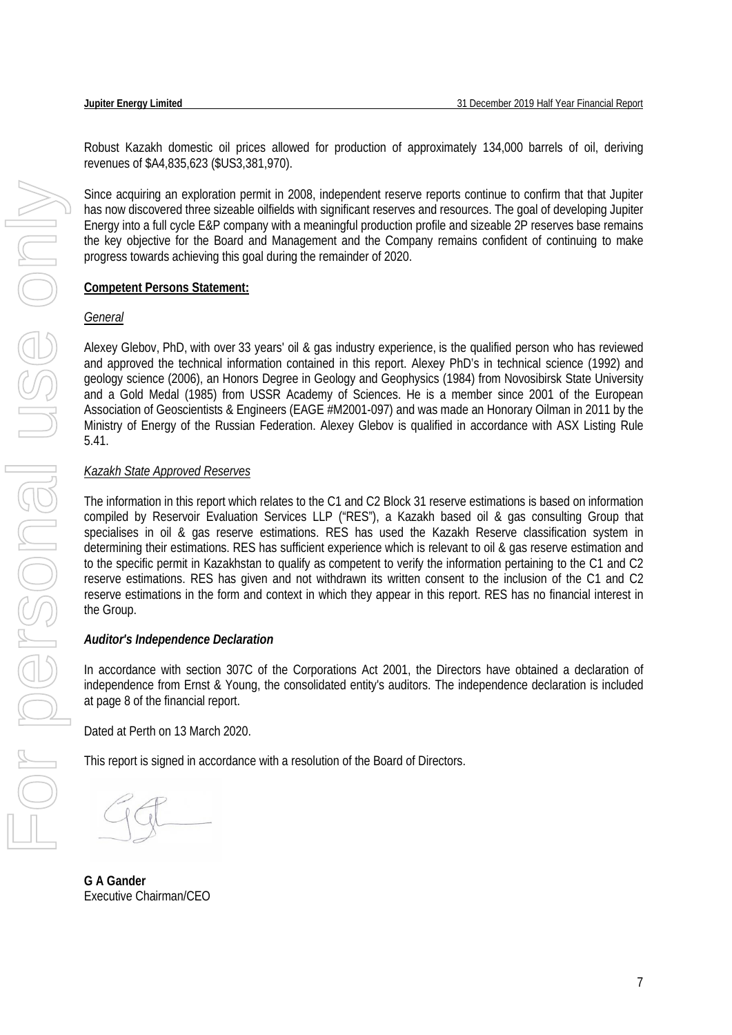Robust Kazakh domestic oil prices allowed for production of approximately 134,000 barrels of oil, deriving revenues of $A4,835,623 ($US3,381,970).

Since acquiring an exploration permit in 2008, independent reserve reports continue to confirm that that Jupiter has now discovered three sizeable oilfields with significant reserves and resources. The goal of developing Jupiter Energy into a full cycle E&P company with a meaningful production profile and sizeable 2P reserves base remains the key objective for the Board and Management and the Company remains confident of continuing to make progress towards achieving this goal during the remainder of 2020.

**Competent Persons Statement:**

*General*

Alexey Glebov, PhD, with over 33 years' oil & gas industry experience, is the qualified person who has reviewed and approved the technical information contained in this report. Alexey PhD's in technical science (1992) and geology science (2006), an Honors Degree in Geology and Geophysics (1984) from Novosibirsk State University and a Gold Medal (1985) from USSR Academy of Sciences. He is a member since 2001 of the European Association of Geoscientists & Engineers (EAGE #M2001-097) and was made an Honorary Oilman in 2011 by the Ministry of Energy of the Russian Federation. Alexey Glebov is qualified in accordance with ASX Listing Rule 5.41.

*Kazakh State Approved Reserves*

The information in this report which relates to the C1 and C2 Block 31 reserve estimations is based on information compiled by Reservoir Evaluation Services LLP ("RES"), a Kazakh based oil & gas consulting Group that specialises in oil & gas reserve estimations. RES has used the Kazakh Reserve classification system in determining their estimations. RES has sufficient experience which is relevant to oil & gas reserve estimation and to the specific permit in Kazakhstan to qualify as competent to verify the information pertaining to the C1 and C2 reserve estimations. RES has given and not withdrawn its written consent to the inclusion of the C1 and C2 reserve estimations in the form and context in which they appear in this report. RES has no financial interest in the Group.

***Auditor's Independence Declaration***

In accordance with section 307C of the Corporations Act 2001, the Directors have obtained a declaration of independence from Ernst & Young, the consolidated entity's auditors. The independence declaration is included at page 8 of the financial report.

Dated at Perth on 13 March 2020.

This report is signed in accordance with a resolution of the Board of Directors.

**G A Gander**
Executive Chairman/CEO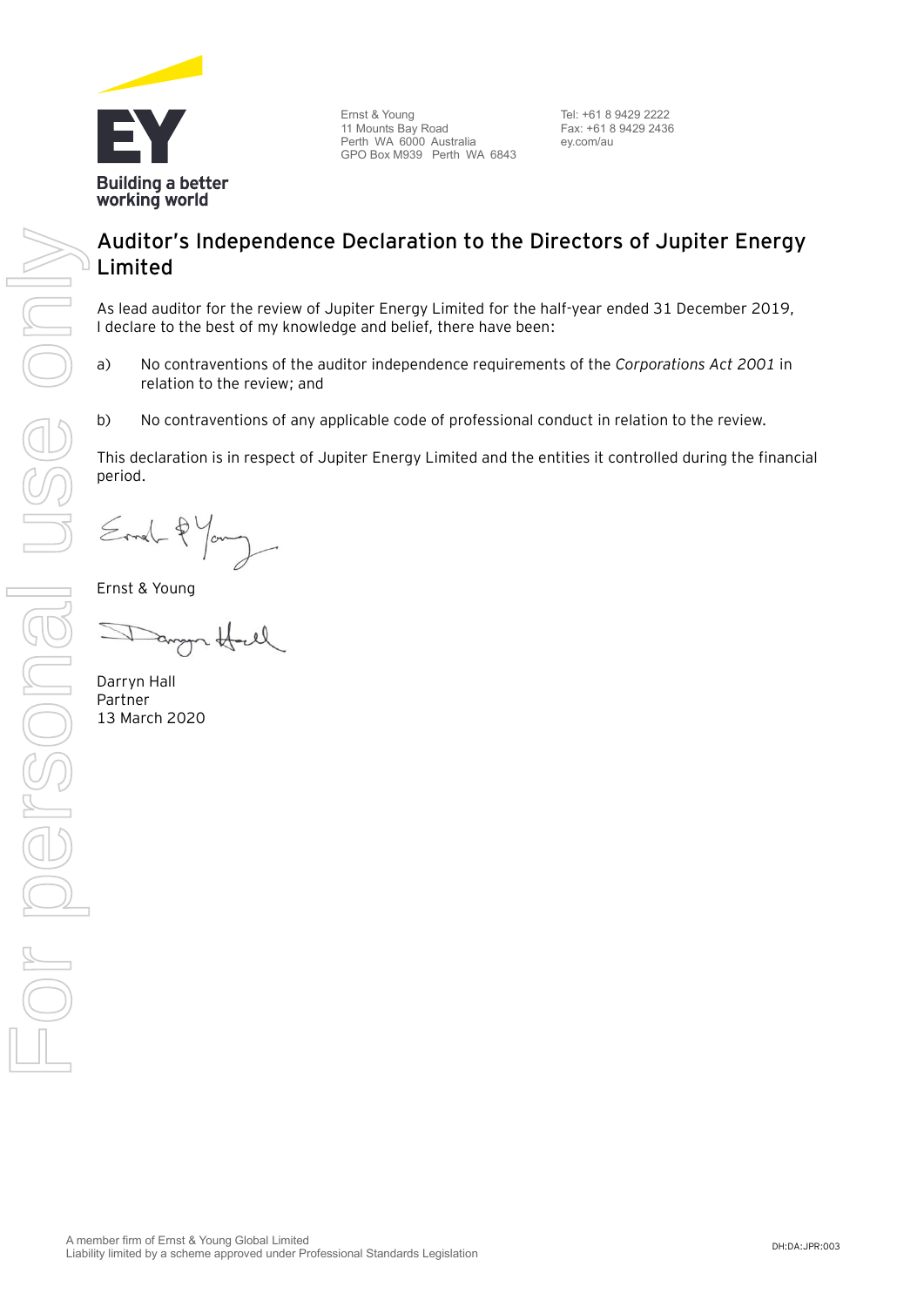Ernst & Young
11 Mounts Bay Road
Perth WA 6000 Australia
GPO Box M939 Perth WA 6843

Tel: +61 8 9429 2222
Fax: +61 8 9429 2436
ey.com/au

# Auditor's Independence Declaration to the Directors of Jupiter Energy Limited

As lead auditor for the review of Jupiter Energy Limited for the half-year ended 31 December 2019, I declare to the best of my knowledge and belief, there have been:

a) No contraventions of the auditor independence requirements of the *Corporations Act 2001* in relation to the review; and

b) No contraventions of any applicable code of professional conduct in relation to the review.

This declaration is in respect of Jupiter Energy Limited and the entities it controlled during the financial period.

Ernst & Young

Darryn Hall
Partner
13 March 2020

A member firm of Ernst & Young Global Limited
Liability limited by a scheme approved under Professional Standards Legislation

DH:DA:JPR:003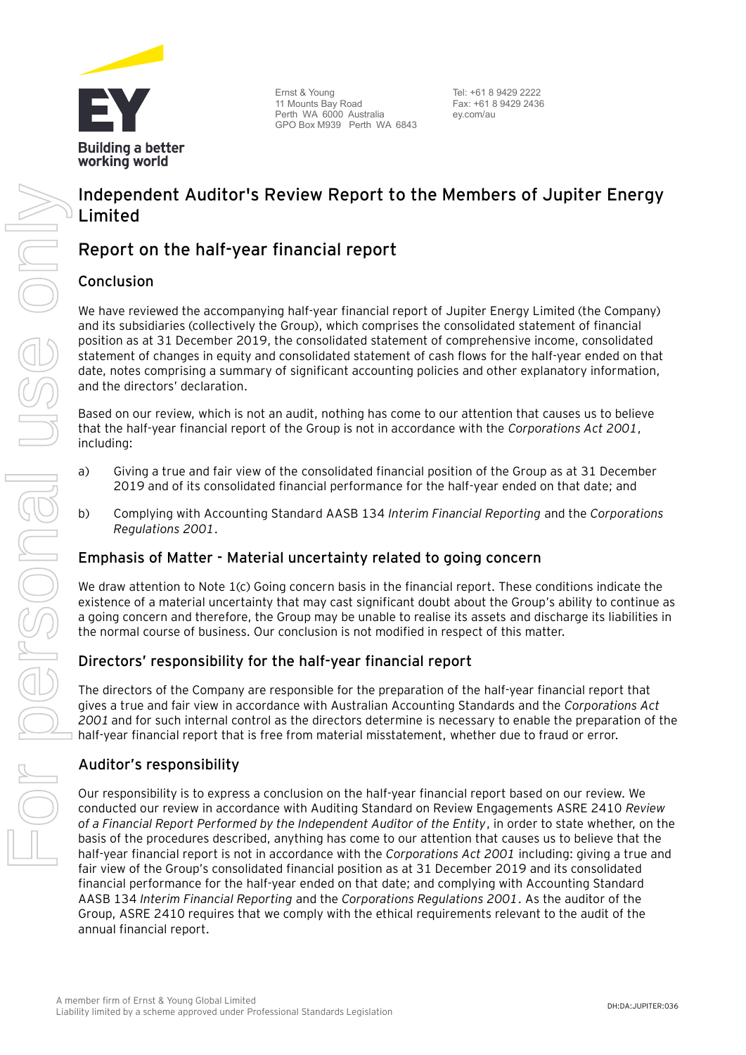Ernst & Young
11 Mounts Bay Road
Perth WA 6000 Australia
GPO Box M939 Perth WA 6843

Tel: +61 8 9429 2222
Fax: +61 8 9429 2436
ey.com/au

# Independent Auditor's Review Report to the Members of Jupiter Energy Limited

## Report on the half-year financial report

### Conclusion

We have reviewed the accompanying half-year financial report of Jupiter Energy Limited (the Company) and its subsidiaries (collectively the Group), which comprises the consolidated statement of financial position as at 31 December 2019, the consolidated statement of comprehensive income, consolidated statement of changes in equity and consolidated statement of cash flows for the half-year ended on that date, notes comprising a summary of significant accounting policies and other explanatory information, and the directors' declaration.

Based on our review, which is not an audit, nothing has come to our attention that causes us to believe that the half-year financial report of the Group is not in accordance with the *Corporations Act 2001*, including:

a) Giving a true and fair view of the consolidated financial position of the Group as at 31 December 2019 and of its consolidated financial performance for the half-year ended on that date; and

b) Complying with Accounting Standard AASB 134 *Interim Financial Reporting* and the *Corporations Regulations 2001*.

### Emphasis of Matter - Material uncertainty related to going concern

We draw attention to Note 1(c) Going concern basis in the financial report. These conditions indicate the existence of a material uncertainty that may cast significant doubt about the Group's ability to continue as a going concern and therefore, the Group may be unable to realise its assets and discharge its liabilities in the normal course of business. Our conclusion is not modified in respect of this matter.

### Directors' responsibility for the half-year financial report

The directors of the Company are responsible for the preparation of the half-year financial report that gives a true and fair view in accordance with Australian Accounting Standards and the *Corporations Act 2001* and for such internal control as the directors determine is necessary to enable the preparation of the half-year financial report that is free from material misstatement, whether due to fraud or error.

### Auditor's responsibility

Our responsibility is to express a conclusion on the half-year financial report based on our review. We conducted our review in accordance with Auditing Standard on Review Engagements ASRE 2410 *Review of a Financial Report Performed by the Independent Auditor of the Entity*, in order to state whether, on the basis of the procedures described, anything has come to our attention that causes us to believe that the half-year financial report is not in accordance with the *Corporations Act 2001* including: giving a true and fair view of the Group's consolidated financial position as at 31 December 2019 and its consolidated financial performance for the half-year ended on that date; and complying with Accounting Standard AASB 134 *Interim Financial Reporting* and the *Corporations Regulations 2001*. As the auditor of the Group, ASRE 2410 requires that we comply with the ethical requirements relevant to the audit of the annual financial report.

A member firm of Ernst & Young Global Limited
Liability limited by a scheme approved under Professional Standards Legislation

DH:DA:JUPITER:036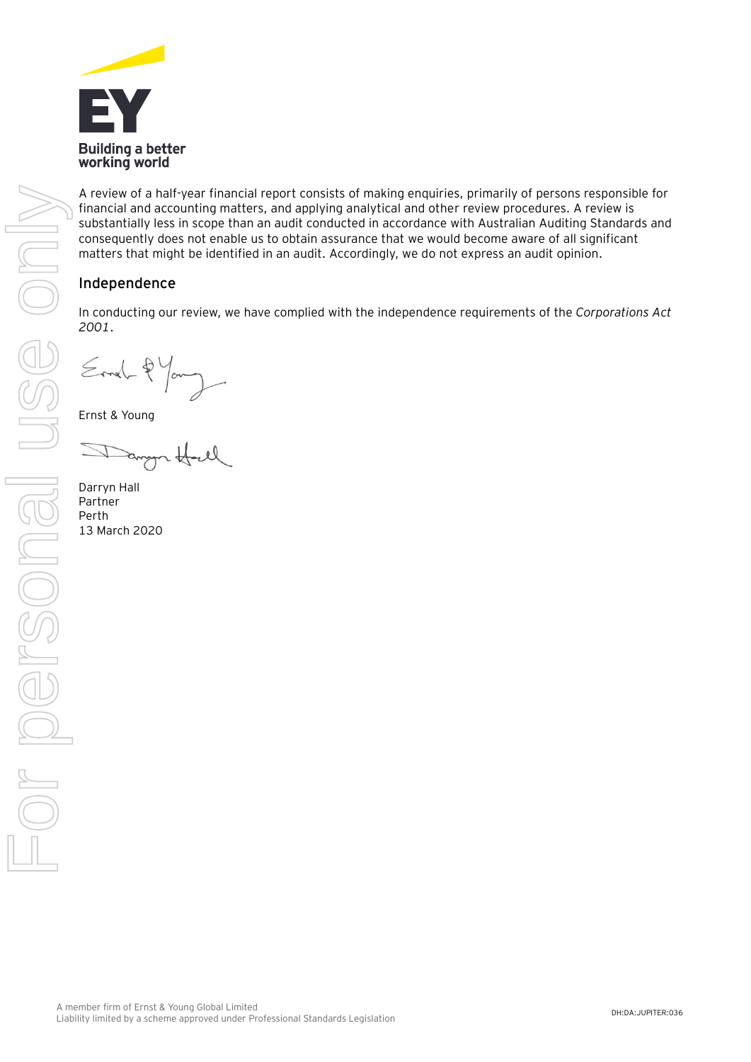A review of a half-year financial report consists of making enquiries, primarily of persons responsible for financial and accounting matters, and applying analytical and other review procedures. A review is substantially less in scope than an audit conducted in accordance with Australian Auditing Standards and consequently does not enable us to obtain assurance that we would become aware of all significant matters that might be identified in an audit. Accordingly, we do not express an audit opinion.

## Independence

In conducting our review, we have complied with the independence requirements of the *Corporations Act 2001*.

Ernst & Young

Darryn Hall
Partner
Perth
13 March 2020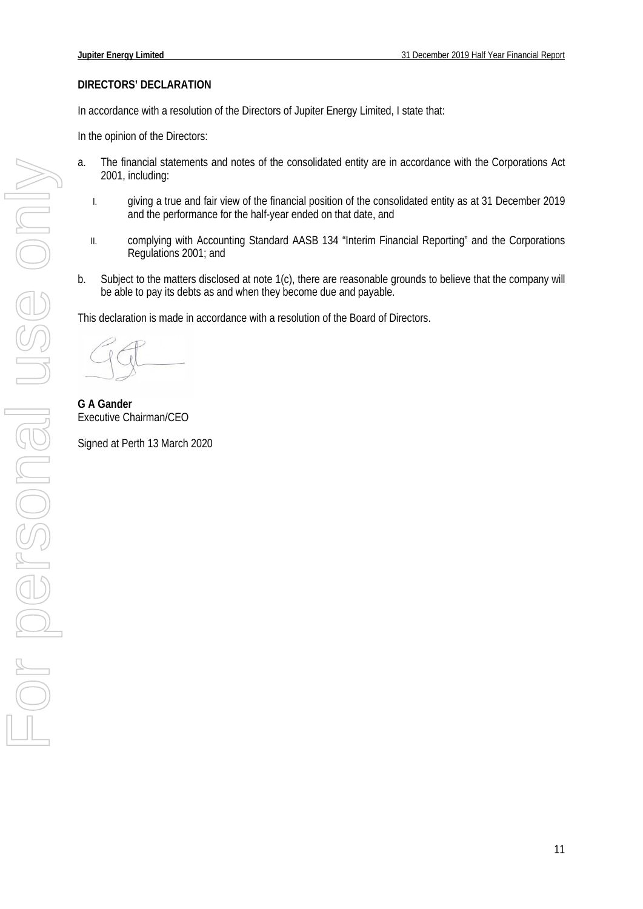**DIRECTORS' DECLARATION**

In accordance with a resolution of the Directors of Jupiter Energy Limited, I state that:

In the opinion of the Directors:

a. The financial statements and notes of the consolidated entity are in accordance with the Corporations Act 2001, including:

   I. giving a true and fair view of the financial position of the consolidated entity as at 31 December 2019 and the performance for the half-year ended on that date, and

   II. complying with Accounting Standard AASB 134 "Interim Financial Reporting" and the Corporations Regulations 2001; and

b. Subject to the matters disclosed at note 1(c), there are reasonable grounds to believe that the company will be able to pay its debts as and when they become due and payable.

This declaration is made in accordance with a resolution of the Board of Directors.

**G A Gander**
Executive Chairman/CEO

Signed at Perth 13 March 2020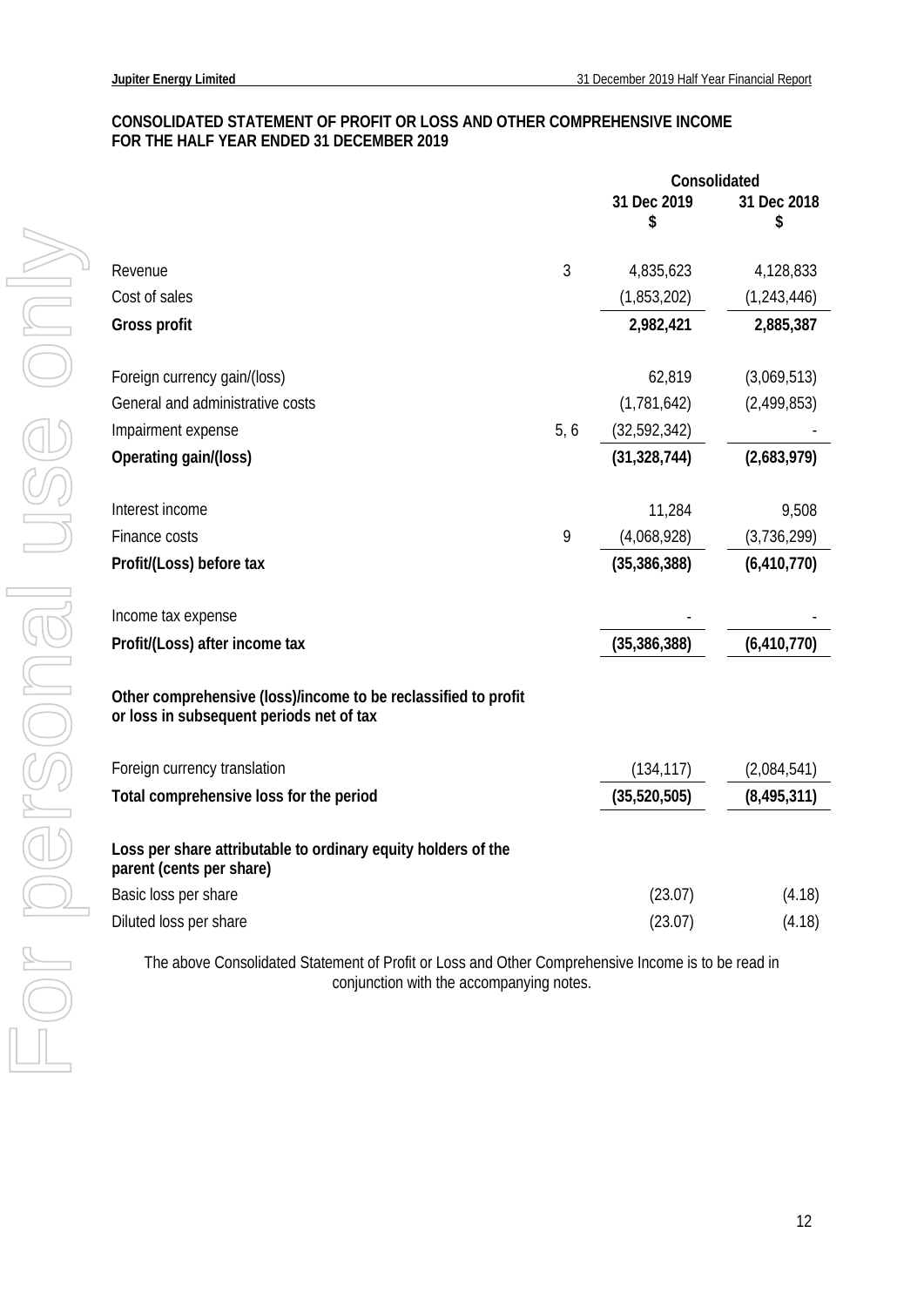## CONSOLIDATED STATEMENT OF PROFIT OR LOSS AND OTHER COMPREHENSIVE INCOME FOR THE HALF YEAR ENDED 31 DECEMBER 2019

| | | Consolidated | |
|---|---|---|---|
| | | 31 Dec 2019<br>$ | 31 Dec 2018<br>$ |
| Revenue | 3 | 4,835,623 | 4,128,833 |
| Cost of sales | | (1,853,202) | (1,243,446) |
| **Gross profit** | | **2,982,421** | **2,885,387** |
| | | | |
| Foreign currency gain/(loss) | | 62,819 | (3,069,513) |
| General and administrative costs | | (1,781,642) | (2,499,853) |
| Impairment expense | 5, 6 | (32,592,342) | - |
| **Operating gain/(loss)** | | **(31,328,744)** | **(2,683,979)** |
| | | | |
| Interest income | | 11,284 | 9,508 |
| Finance costs | 9 | (4,068,928) | (3,736,299) |
| **Profit/(Loss) before tax** | | **(35,386,388)** | **(6,410,770)** |
| | | | |
| Income tax expense | | - | - |
| **Profit/(Loss) after income tax** | | **(35,386,388)** | **(6,410,770)** |
| | | | |
| **Other comprehensive (loss)/income to be reclassified to profit or loss in subsequent periods net of tax** | | | |
| | | | |
| Foreign currency translation | | (134,117) | (2,084,541) |
| **Total comprehensive loss for the period** | | **(35,520,505)** | **(8,495,311)** |
| | | | |
| **Loss per share attributable to ordinary equity holders of the parent (cents per share)** | | | |
| Basic loss per share | | (23.07) | (4.18) |
| Diluted loss per share | | (23.07) | (4.18) |

The above Consolidated Statement of Profit or Loss and Other Comprehensive Income is to be read in conjunction with the accompanying notes.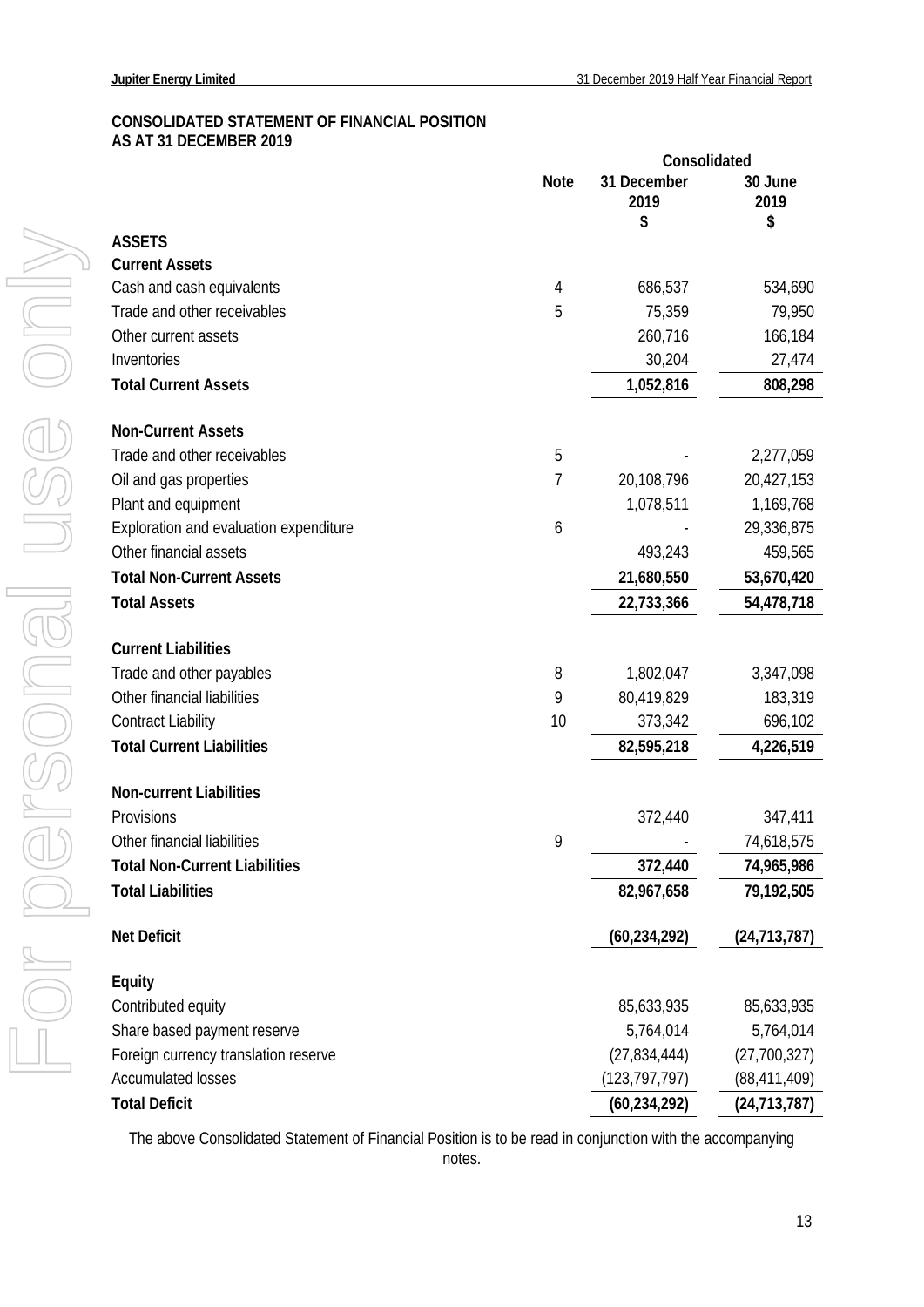## CONSOLIDATED STATEMENT OF FINANCIAL POSITION
## AS AT 31 DECEMBER 2019

| | Note | Consolidated 31 December 2019 $ | 30 June 2019 $ |
|---|---|---|---|
| **ASSETS** | | | |
| **Current Assets** | | | |
| Cash and cash equivalents | 4 | 686,537 | 534,690 |
| Trade and other receivables | 5 | 75,359 | 79,950 |
| Other current assets | | 260,716 | 166,184 |
| Inventories | | 30,204 | 27,474 |
| **Total Current Assets** | | **1,052,816** | **808,298** |
| | | | |
| **Non-Current Assets** | | | |
| Trade and other receivables | 5 | - | 2,277,059 |
| Oil and gas properties | 7 | 20,108,796 | 20,427,153 |
| Plant and equipment | | 1,078,511 | 1,169,768 |
| Exploration and evaluation expenditure | 6 | - | 29,336,875 |
| Other financial assets | | 493,243 | 459,565 |
| **Total Non-Current Assets** | | **21,680,550** | **53,670,420** |
| **Total Assets** | | **22,733,366** | **54,478,718** |
| | | | |
| **Current Liabilities** | | | |
| Trade and other payables | 8 | 1,802,047 | 3,347,098 |
| Other financial liabilities | 9 | 80,419,829 | 183,319 |
| Contract Liability | 10 | 373,342 | 696,102 |
| **Total Current Liabilities** | | **82,595,218** | **4,226,519** |
| | | | |
| **Non-current Liabilities** | | | |
| Provisions | | 372,440 | 347,411 |
| Other financial liabilities | 9 | - | 74,618,575 |
| **Total Non-Current Liabilities** | | **372,440** | **74,965,986** |
| **Total Liabilities** | | **82,967,658** | **79,192,505** |
| | | | |
| **Net Deficit** | | **(60,234,292)** | **(24,713,787)** |
| | | | |
| **Equity** | | | |
| Contributed equity | | 85,633,935 | 85,633,935 |
| Share based payment reserve | | 5,764,014 | 5,764,014 |
| Foreign currency translation reserve | | (27,834,444) | (27,700,327) |
| Accumulated losses | | (123,797,797) | (88,411,409) |
| **Total Deficit** | | **(60,234,292)** | **(24,713,787)** |

The above Consolidated Statement of Financial Position is to be read in conjunction with the accompanying notes.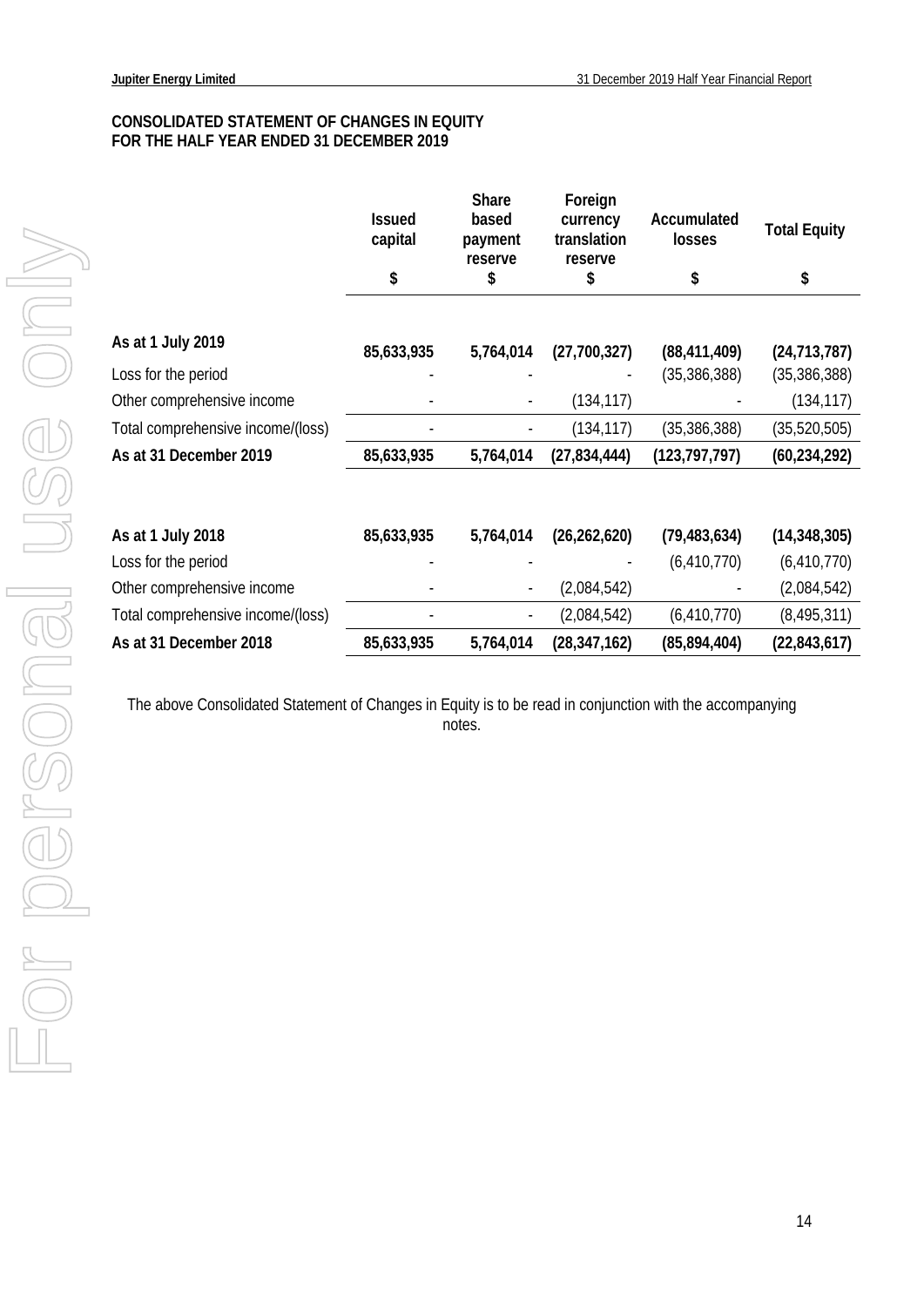## CONSOLIDATED STATEMENT OF CHANGES IN EQUITY
## FOR THE HALF YEAR ENDED 31 DECEMBER 2019

| | Issued capital | Share based payment reserve | Foreign currency translation reserve | Accumulated losses | Total Equity |
|---|---|---|---|---|---|
| | $ | $ | $ | $ | $ |
| **As at 1 July 2019** | **85,633,935** | **5,764,014** | **(27,700,327)** | **(88,411,409)** | **(24,713,787)** |
| Loss for the period | - | - | - | (35,386,388) | (35,386,388) |
| Other comprehensive income | - | - | (134,117) | - | (134,117) |
| Total comprehensive income/(loss) | - | - | (134,117) | (35,386,388) | (35,520,505) |
| **As at 31 December 2019** | **85,633,935** | **5,764,014** | **(27,834,444)** | **(123,797,797)** | **(60,234,292)** |
| | | | | | |
| **As at 1 July 2018** | **85,633,935** | **5,764,014** | **(26,262,620)** | **(79,483,634)** | **(14,348,305)** |
| Loss for the period | - | - | - | (6,410,770) | (6,410,770) |
| Other comprehensive income | - | - | (2,084,542) | - | (2,084,542) |
| Total comprehensive income/(loss) | - | - | (2,084,542) | (6,410,770) | (8,495,311) |
| **As at 31 December 2018** | **85,633,935** | **5,764,014** | **(28,347,162)** | **(85,894,404)** | **(22,843,617)** |

The above Consolidated Statement of Changes in Equity is to be read in conjunction with the accompanying notes.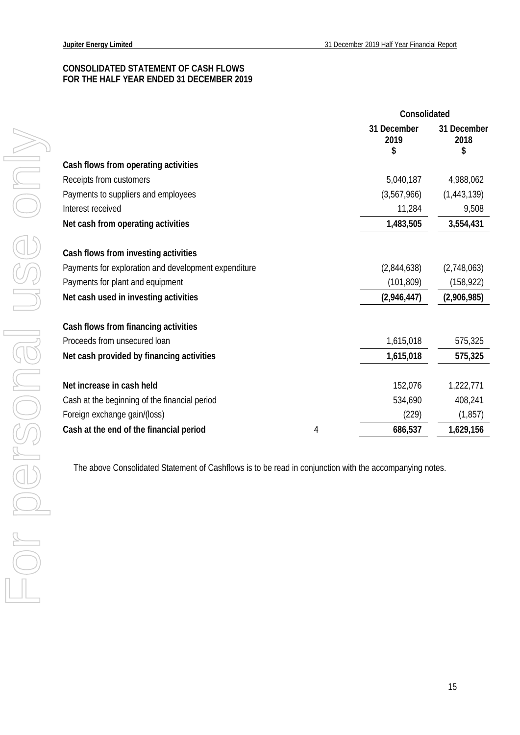**CONSOLIDATED STATEMENT OF CASH FLOWS**
**FOR THE HALF YEAR ENDED 31 DECEMBER 2019**

| | | Consolidated | |
|---|---|---|---|
| | | 31 December 2019 $ | 31 December 2018 $ |
| **Cash flows from operating activities** | | | |
| Receipts from customers | | 5,040,187 | 4,988,062 |
| Payments to suppliers and employees | | (3,567,966) | (1,443,139) |
| Interest received | | 11,284 | 9,508 |
| **Net cash from operating activities** | | **1,483,505** | **3,554,431** |
| | | | |
| **Cash flows from investing activities** | | | |
| Payments for exploration and development expenditure | | (2,844,638) | (2,748,063) |
| Payments for plant and equipment | | (101,809) | (158,922) |
| **Net cash used in investing activities** | | **(2,946,447)** | **(2,906,985)** |
| | | | |
| **Cash flows from financing activities** | | | |
| Proceeds from unsecured loan | | 1,615,018 | 575,325 |
| **Net cash provided by financing activities** | | **1,615,018** | **575,325** |
| | | | |
| **Net increase in cash held** | | 152,076 | 1,222,771 |
| Cash at the beginning of the financial period | | 534,690 | 408,241 |
| Foreign exchange gain/(loss) | | (229) | (1,857) |
| **Cash at the end of the financial period** | 4 | **686,537** | **1,629,156** |

The above Consolidated Statement of Cashflows is to be read in conjunction with the accompanying notes.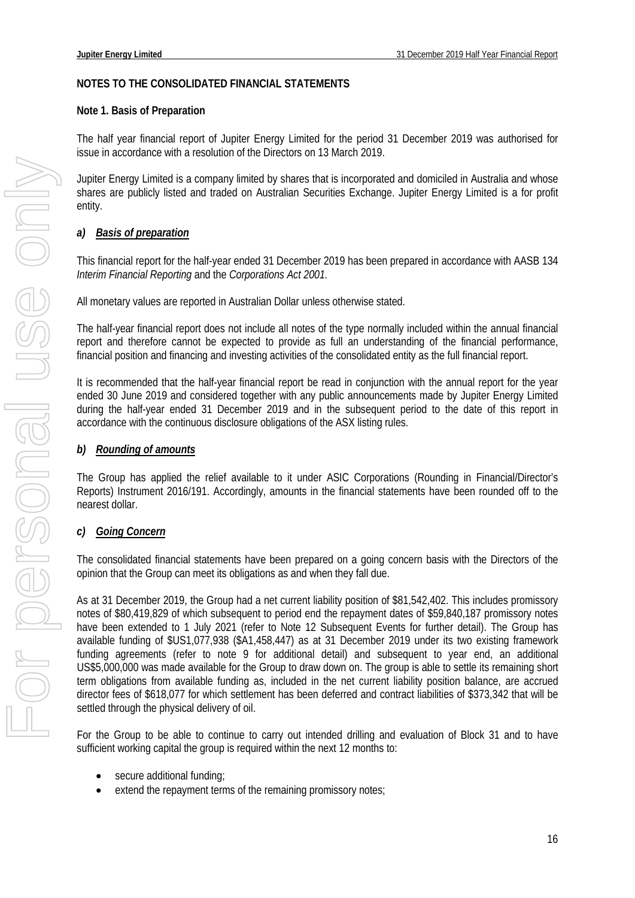## NOTES TO THE CONSOLIDATED FINANCIAL STATEMENTS

### Note 1. Basis of Preparation

The half year financial report of Jupiter Energy Limited for the period 31 December 2019 was authorised for issue in accordance with a resolution of the Directors on 13 March 2019.

Jupiter Energy Limited is a company limited by shares that is incorporated and domiciled in Australia and whose shares are publicly listed and traded on Australian Securities Exchange. Jupiter Energy Limited is a for profit entity.

#### *a) Basis of preparation*

This financial report for the half-year ended 31 December 2019 has been prepared in accordance with AASB 134 *Interim Financial Reporting* and the *Corporations Act 2001.*

All monetary values are reported in Australian Dollar unless otherwise stated.

The half-year financial report does not include all notes of the type normally included within the annual financial report and therefore cannot be expected to provide as full an understanding of the financial performance, financial position and financing and investing activities of the consolidated entity as the full financial report.

It is recommended that the half-year financial report be read in conjunction with the annual report for the year ended 30 June 2019 and considered together with any public announcements made by Jupiter Energy Limited during the half-year ended 31 December 2019 and in the subsequent period to the date of this report in accordance with the continuous disclosure obligations of the ASX listing rules.

#### *b) Rounding of amounts*

The Group has applied the relief available to it under ASIC Corporations (Rounding in Financial/Director's Reports) Instrument 2016/191. Accordingly, amounts in the financial statements have been rounded off to the nearest dollar.

#### *c) Going Concern*

The consolidated financial statements have been prepared on a going concern basis with the Directors of the opinion that the Group can meet its obligations as and when they fall due.

As at 31 December 2019, the Group had a net current liability position of $81,542,402. This includes promissory notes of $80,419,829 of which subsequent to period end the repayment dates of $59,840,187 promissory notes have been extended to 1 July 2021 (refer to Note 12 Subsequent Events for further detail). The Group has available funding of $US1,077,938 ($A1,458,447) as at 31 December 2019 under its two existing framework funding agreements (refer to note 9 for additional detail) and subsequent to year end, an additional US$5,000,000 was made available for the Group to draw down on. The group is able to settle its remaining short term obligations from available funding as, included in the net current liability position balance, are accrued director fees of $618,077 for which settlement has been deferred and contract liabilities of $373,342 that will be settled through the physical delivery of oil.

For the Group to be able to continue to carry out intended drilling and evaluation of Block 31 and to have sufficient working capital the group is required within the next 12 months to:

- secure additional funding;
- extend the repayment terms of the remaining promissory notes;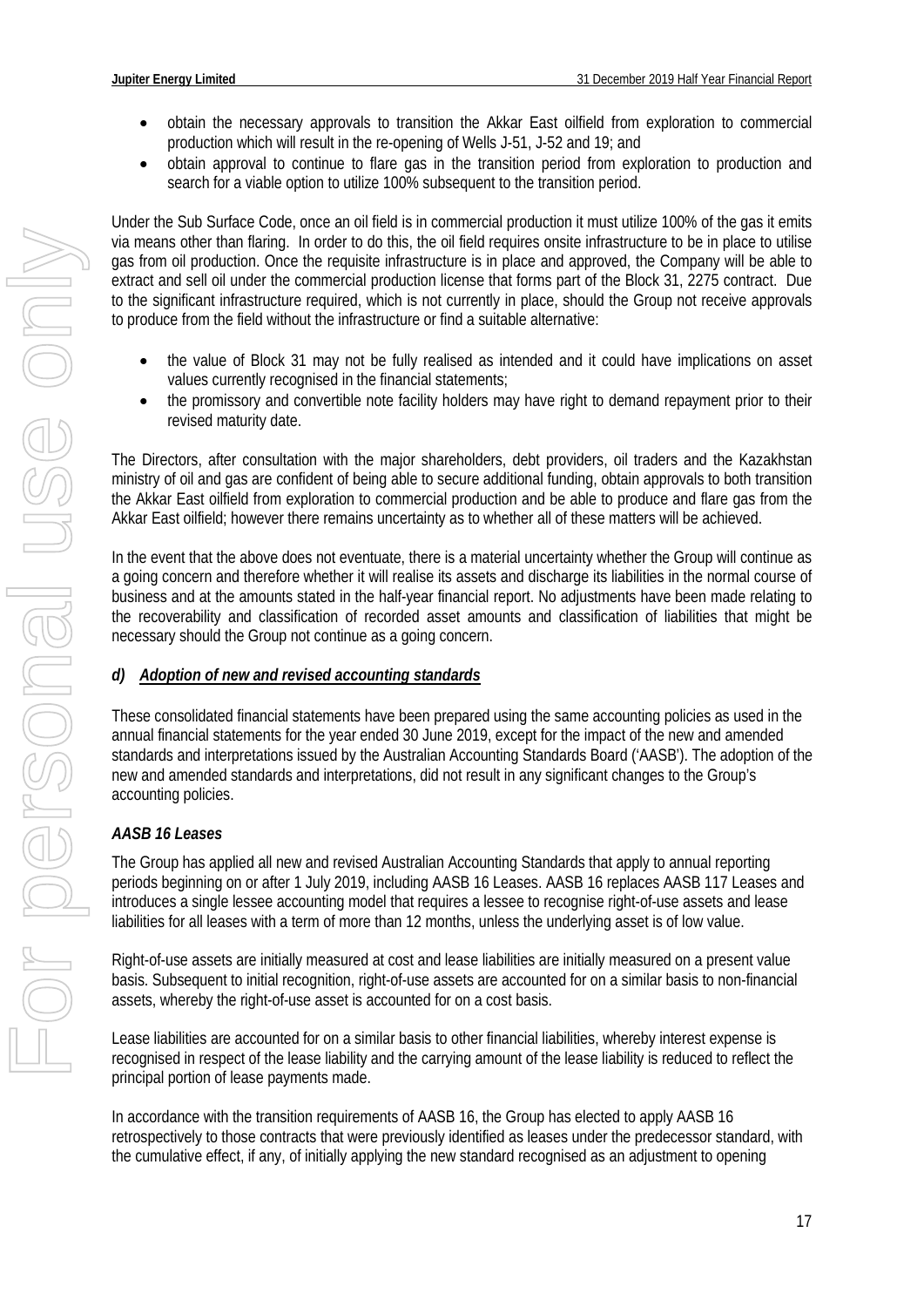- obtain the necessary approvals to transition the Akkar East oilfield from exploration to commercial production which will result in the re-opening of Wells J-51, J-52 and 19; and
- obtain approval to continue to flare gas in the transition period from exploration to production and search for a viable option to utilize 100% subsequent to the transition period.

Under the Sub Surface Code, once an oil field is in commercial production it must utilize 100% of the gas it emits via means other than flaring. In order to do this, the oil field requires onsite infrastructure to be in place to utilise gas from oil production. Once the requisite infrastructure is in place and approved, the Company will be able to extract and sell oil under the commercial production license that forms part of the Block 31, 2275 contract. Due to the significant infrastructure required, which is not currently in place, should the Group not receive approvals to produce from the field without the infrastructure or find a suitable alternative:

- the value of Block 31 may not be fully realised as intended and it could have implications on asset values currently recognised in the financial statements;
- the promissory and convertible note facility holders may have right to demand repayment prior to their revised maturity date.

The Directors, after consultation with the major shareholders, debt providers, oil traders and the Kazakhstan ministry of oil and gas are confident of being able to secure additional funding, obtain approvals to both transition the Akkar East oilfield from exploration to commercial production and be able to produce and flare gas from the Akkar East oilfield; however there remains uncertainty as to whether all of these matters will be achieved.

In the event that the above does not eventuate, there is a material uncertainty whether the Group will continue as a going concern and therefore whether it will realise its assets and discharge its liabilities in the normal course of business and at the amounts stated in the half-year financial report. No adjustments have been made relating to the recoverability and classification of recorded asset amounts and classification of liabilities that might be necessary should the Group not continue as a going concern.

***d) Adoption of new and revised accounting standards***

These consolidated financial statements have been prepared using the same accounting policies as used in the annual financial statements for the year ended 30 June 2019, except for the impact of the new and amended standards and interpretations issued by the Australian Accounting Standards Board ('AASB'). The adoption of the new and amended standards and interpretations, did not result in any significant changes to the Group's accounting policies.

***AASB 16 Leases***

The Group has applied all new and revised Australian Accounting Standards that apply to annual reporting periods beginning on or after 1 July 2019, including AASB 16 Leases. AASB 16 replaces AASB 117 Leases and introduces a single lessee accounting model that requires a lessee to recognise right-of-use assets and lease liabilities for all leases with a term of more than 12 months, unless the underlying asset is of low value.

Right-of-use assets are initially measured at cost and lease liabilities are initially measured on a present value basis. Subsequent to initial recognition, right-of-use assets are accounted for on a similar basis to non-financial assets, whereby the right-of-use asset is accounted for on a cost basis.

Lease liabilities are accounted for on a similar basis to other financial liabilities, whereby interest expense is recognised in respect of the lease liability and the carrying amount of the lease liability is reduced to reflect the principal portion of lease payments made.

In accordance with the transition requirements of AASB 16, the Group has elected to apply AASB 16 retrospectively to those contracts that were previously identified as leases under the predecessor standard, with the cumulative effect, if any, of initially applying the new standard recognised as an adjustment to opening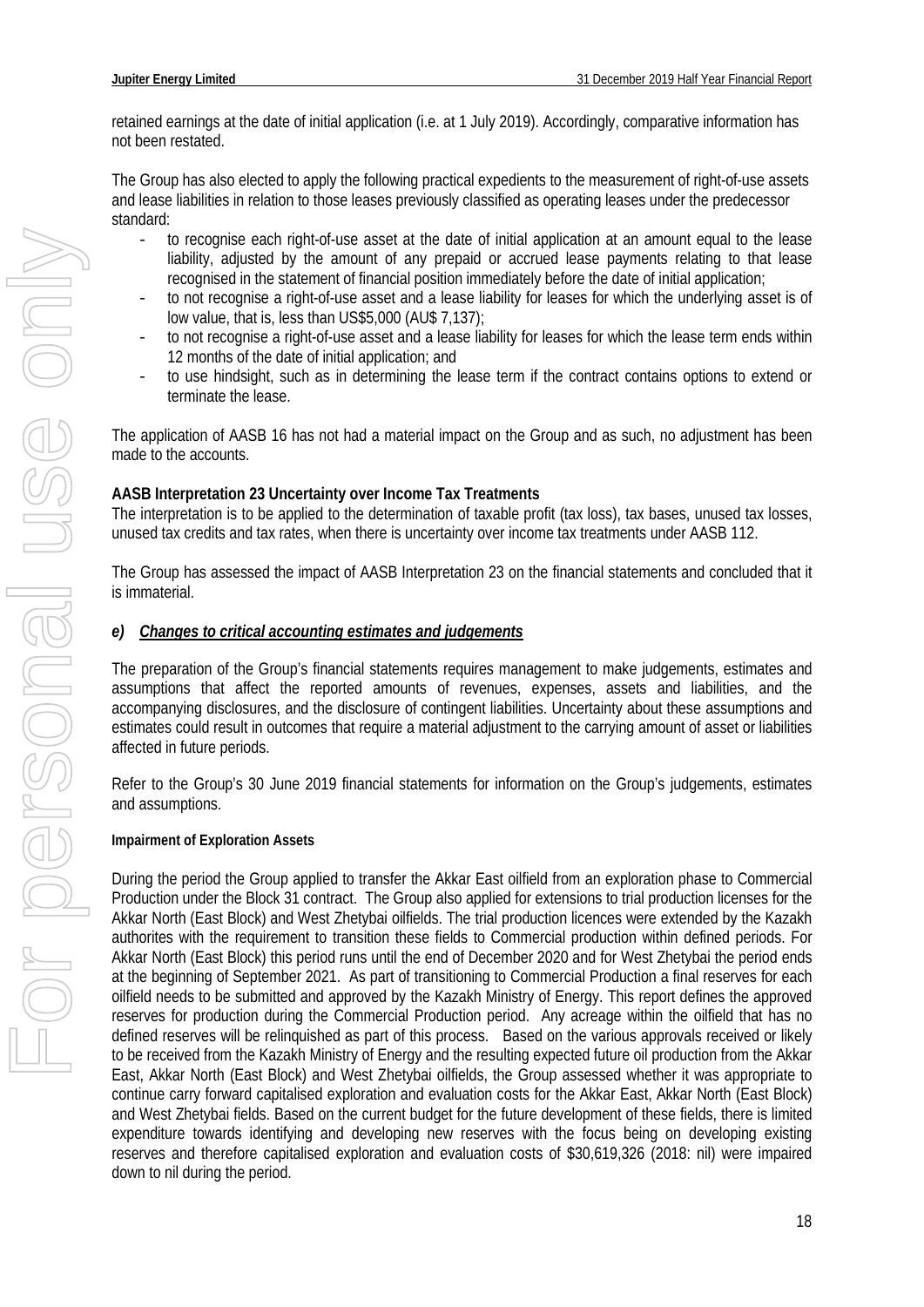retained earnings at the date of initial application (i.e. at 1 July 2019). Accordingly, comparative information has not been restated.

The Group has also elected to apply the following practical expedients to the measurement of right-of-use assets and lease liabilities in relation to those leases previously classified as operating leases under the predecessor standard:

- to recognise each right-of-use asset at the date of initial application at an amount equal to the lease liability, adjusted by the amount of any prepaid or accrued lease payments relating to that lease recognised in the statement of financial position immediately before the date of initial application;
- to not recognise a right-of-use asset and a lease liability for leases for which the underlying asset is of low value, that is, less than US$5,000 (AU$ 7,137);
- to not recognise a right-of-use asset and a lease liability for leases for which the lease term ends within 12 months of the date of initial application; and
- to use hindsight, such as in determining the lease term if the contract contains options to extend or terminate the lease.

The application of AASB 16 has not had a material impact on the Group and as such, no adjustment has been made to the accounts.

**AASB Interpretation 23 Uncertainty over Income Tax Treatments**

The interpretation is to be applied to the determination of taxable profit (tax loss), tax bases, unused tax losses, unused tax credits and tax rates, when there is uncertainty over income tax treatments under AASB 112.

The Group has assessed the impact of AASB Interpretation 23 on the financial statements and concluded that it is immaterial.

***e) Changes to critical accounting estimates and judgements***

The preparation of the Group's financial statements requires management to make judgements, estimates and assumptions that affect the reported amounts of revenues, expenses, assets and liabilities, and the accompanying disclosures, and the disclosure of contingent liabilities. Uncertainty about these assumptions and estimates could result in outcomes that require a material adjustment to the carrying amount of asset or liabilities affected in future periods.

Refer to the Group's 30 June 2019 financial statements for information on the Group's judgements, estimates and assumptions.

**Impairment of Exploration Assets**

During the period the Group applied to transfer the Akkar East oilfield from an exploration phase to Commercial Production under the Block 31 contract. The Group also applied for extensions to trial production licenses for the Akkar North (East Block) and West Zhetybai oilfields. The trial production licences were extended by the Kazakh authorites with the requirement to transition these fields to Commercial production within defined periods. For Akkar North (East Block) this period runs until the end of December 2020 and for West Zhetybai the period ends at the beginning of September 2021. As part of transitioning to Commercial Production a final reserves for each oilfield needs to be submitted and approved by the Kazakh Ministry of Energy. This report defines the approved reserves for production during the Commercial Production period. Any acreage within the oilfield that has no defined reserves will be relinquished as part of this process. Based on the various approvals received or likely to be received from the Kazakh Ministry of Energy and the resulting expected future oil production from the Akkar East, Akkar North (East Block) and West Zhetybai oilfields, the Group assessed whether it was appropriate to continue carry forward capitalised exploration and evaluation costs for the Akkar East, Akkar North (East Block) and West Zhetybai fields. Based on the current budget for the future development of these fields, there is limited expenditure towards identifying and developing new reserves with the focus being on developing existing reserves and therefore capitalised exploration and evaluation costs of $30,619,326 (2018: nil) were impaired down to nil during the period.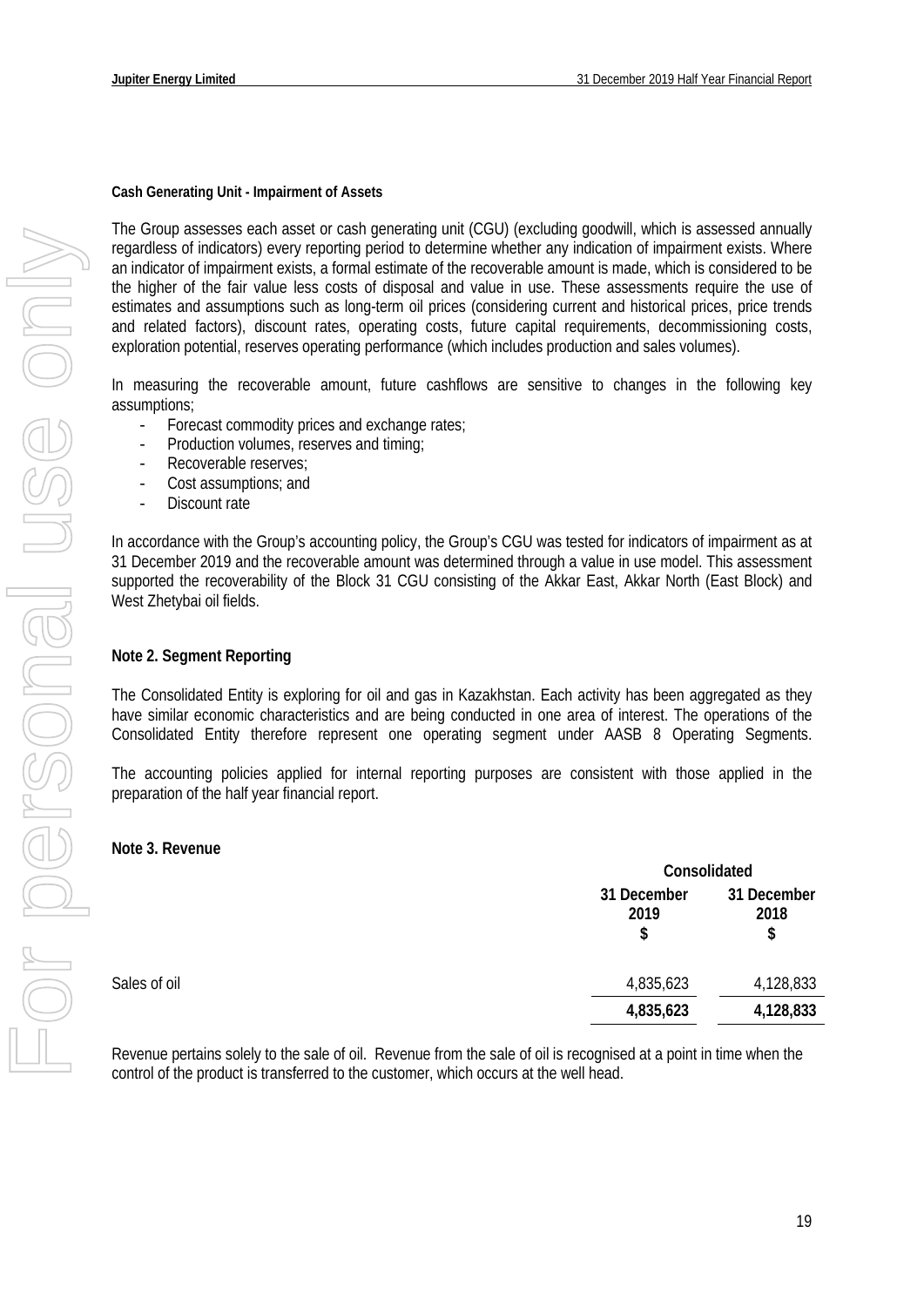**Cash Generating Unit - Impairment of Assets**

The Group assesses each asset or cash generating unit (CGU) (excluding goodwill, which is assessed annually regardless of indicators) every reporting period to determine whether any indication of impairment exists. Where an indicator of impairment exists, a formal estimate of the recoverable amount is made, which is considered to be the higher of the fair value less costs of disposal and value in use. These assessments require the use of estimates and assumptions such as long-term oil prices (considering current and historical prices, price trends and related factors), discount rates, operating costs, future capital requirements, decommissioning costs, exploration potential, reserves operating performance (which includes production and sales volumes).

In measuring the recoverable amount, future cashflows are sensitive to changes in the following key assumptions;

- Forecast commodity prices and exchange rates;
- Production volumes, reserves and timing;
- Recoverable reserves;
- Cost assumptions; and
- Discount rate

In accordance with the Group's accounting policy, the Group's CGU was tested for indicators of impairment as at 31 December 2019 and the recoverable amount was determined through a value in use model. This assessment supported the recoverability of the Block 31 CGU consisting of the Akkar East, Akkar North (East Block) and West Zhetybai oil fields.

## Note 2. Segment Reporting

The Consolidated Entity is exploring for oil and gas in Kazakhstan. Each activity has been aggregated as they have similar economic characteristics and are being conducted in one area of interest. The operations of the Consolidated Entity therefore represent one operating segment under AASB 8 Operating Segments.

The accounting policies applied for internal reporting purposes are consistent with those applied in the preparation of the half year financial report.

## Note 3. Revenue

| | Consolidated | |
|---|---|---|
| | 31 December 2019 $ | 31 December 2018 $ |
| Sales of oil | 4,835,623 | 4,128,833 |
| | **4,835,623** | **4,128,833** |

Revenue pertains solely to the sale of oil. Revenue from the sale of oil is recognised at a point in time when the control of the product is transferred to the customer, which occurs at the well head.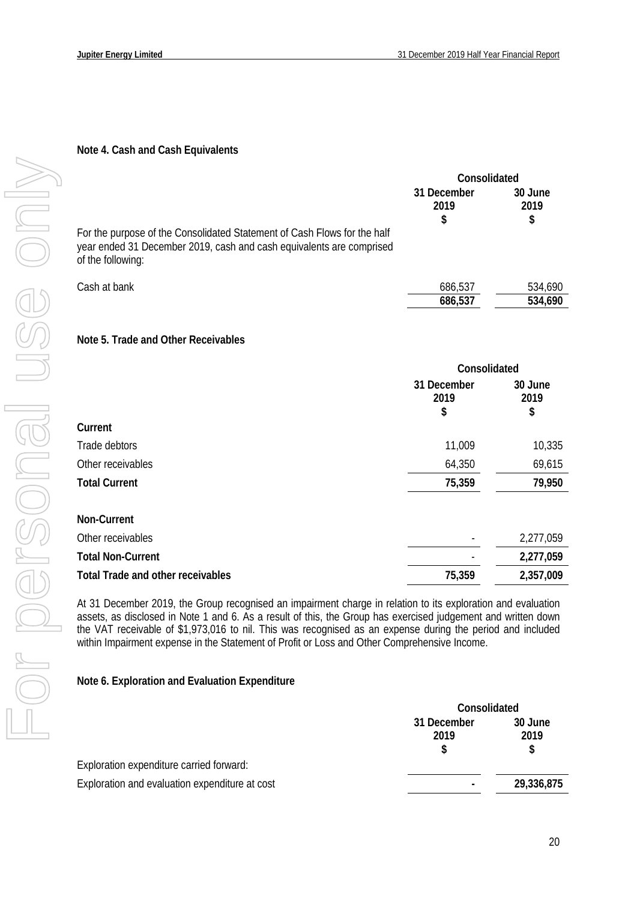## Note 4. Cash and Cash Equivalents

| | Consolidated | |
|---|---|---|
| | 31 December 2019 $ | 30 June 2019 $ |
| For the purpose of the Consolidated Statement of Cash Flows for the half year ended 31 December 2019, cash and cash equivalents are comprised of the following: | | |
| Cash at bank | 686,537 | 534,690 |
| | **686,537** | **534,690** |

## Note 5. Trade and Other Receivables

| | Consolidated | |
|---|---|---|
| | 31 December 2019 $ | 30 June 2019 $ |
| **Current** | | |
| Trade debtors | 11,009 | 10,335 |
| Other receivables | 64,350 | 69,615 |
| **Total Current** | **75,359** | **79,950** |
| | | |
| **Non-Current** | | |
| Other receivables | - | 2,277,059 |
| **Total Non-Current** | - | **2,277,059** |
| **Total Trade and other receivables** | **75,359** | **2,357,009** |

At 31 December 2019, the Group recognised an impairment charge in relation to its exploration and evaluation assets, as disclosed in Note 1 and 6. As a result of this, the Group has exercised judgement and written down the VAT receivable of $1,973,016 to nil. This was recognised as an expense during the period and included within Impairment expense in the Statement of Profit or Loss and Other Comprehensive Income.

## Note 6. Exploration and Evaluation Expenditure

| | Consolidated | |
|---|---|---|
| | 31 December 2019 $ | 30 June 2019 $ |
| Exploration expenditure carried forward: | | |
| Exploration and evaluation expenditure at cost | **-** | **29,336,875** |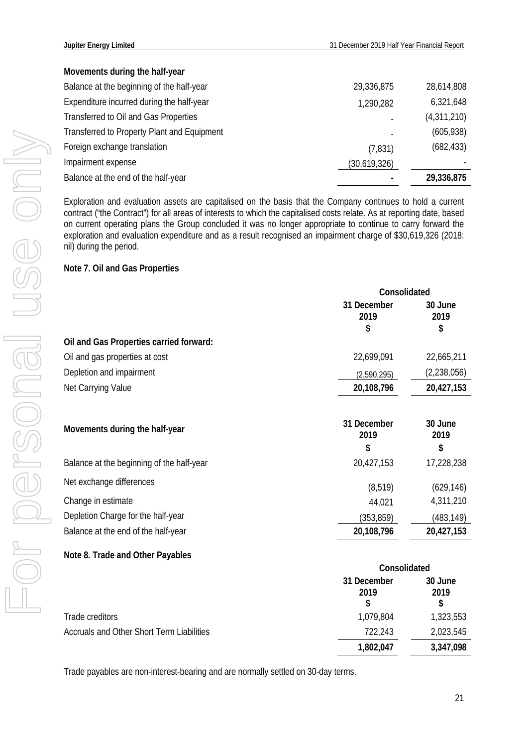**Movements during the half-year**

| | | |
|---|---|---|
| Balance at the beginning of the half-year | 29,336,875 | 28,614,808 |
| Expenditure incurred during the half-year | 1,290,282 | 6,321,648 |
| Transferred to Oil and Gas Properties | - | (4,311,210) |
| Transferred to Property Plant and Equipment | - | (605,938) |
| Foreign exchange translation | (7,831) | (682,433) |
| Impairment expense | (30,619,326) | - |
| Balance at the end of the half-year | **-** | **29,336,875** |

Exploration and evaluation assets are capitalised on the basis that the Company continues to hold a current contract ("the Contract") for all areas of interests to which the capitalised costs relate. As at reporting date, based on current operating plans the Group concluded it was no longer appropriate to continue to carry forward the exploration and evaluation expenditure and as a result recognised an impairment charge of $30,619,326 (2018: nil) during the period.

**Note 7. Oil and Gas Properties**

| | Consolidated | |
|---|---|---|
| | 31 December 2019 $ | 30 June 2019 $ |
| **Oil and Gas Properties carried forward:** | | |
| Oil and gas properties at cost | 22,699,091 | 22,665,211 |
| Depletion and impairment | (2,590,295) | (2,238,056) |
| Net Carrying Value | **20,108,796** | **20,427,153** |

| **Movements during the half-year** | 31 December 2019 $ | 30 June 2019 $ |
|---|---|---|
| Balance at the beginning of the half-year | 20,427,153 | 17,228,238 |
| Net exchange differences | (8,519) | (629,146) |
| Change in estimate | 44,021 | 4,311,210 |
| Depletion Charge for the half-year | (353,859) | (483,149) |
| Balance at the end of the half-year | **20,108,796** | **20,427,153** |

**Note 8. Trade and Other Payables**

| | Consolidated | |
|---|---|---|
| | 31 December 2019 $ | 30 June 2019 $ |
| Trade creditors | 1,079,804 | 1,323,553 |
| Accruals and Other Short Term Liabilities | 722,243 | 2,023,545 |
| | **1,802,047** | **3,347,098** |

Trade payables are non-interest-bearing and are normally settled on 30-day terms.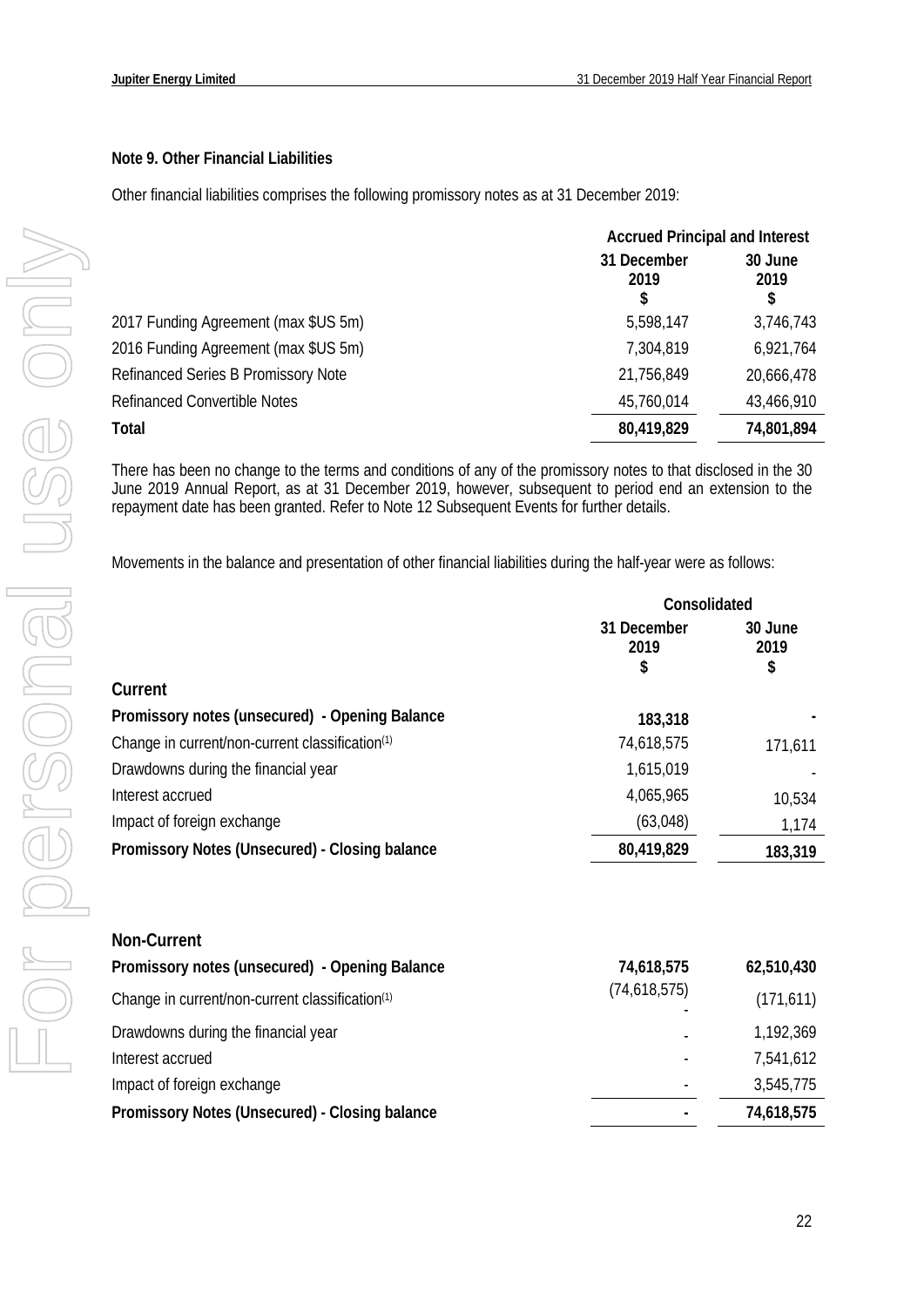### Note 9. Other Financial Liabilities

Other financial liabilities comprises the following promissory notes as at 31 December 2019:

| | Accrued Principal and Interest | |
|---|---|---|
| | 31 December 2019 $ | 30 June 2019 $ |
| 2017 Funding Agreement (max $US 5m) | 5,598,147 | 3,746,743 |
| 2016 Funding Agreement (max $US 5m) | 7,304,819 | 6,921,764 |
| Refinanced Series B Promissory Note | 21,756,849 | 20,666,478 |
| Refinanced Convertible Notes | 45,760,014 | 43,466,910 |
| **Total** | **80,419,829** | **74,801,894** |

There has been no change to the terms and conditions of any of the promissory notes to that disclosed in the 30 June 2019 Annual Report, as at 31 December 2019, however, subsequent to period end an extension to the repayment date has been granted. Refer to Note 12 Subsequent Events for further details.

Movements in the balance and presentation of other financial liabilities during the half-year were as follows:

| | Consolidated | |
|---|---|---|
| | 31 December 2019 $ | 30 June 2019 $ |
| **Current** | | |
| **Promissory notes (unsecured) - Opening Balance** | **183,318** | **-** |
| Change in current/non-current classification(1) | 74,618,575 | 171,611 |
| Drawdowns during the financial year | 1,615,019 | - |
| Interest accrued | 4,065,965 | 10,534 |
| Impact of foreign exchange | (63,048) | 1,174 |
| **Promissory Notes (Unsecured) - Closing balance** | **80,419,829** | **183,319** |
| | | |
| **Non-Current** | | |
| **Promissory notes (unsecured) - Opening Balance** | **74,618,575** | **62,510,430** |
| Change in current/non-current classification(1) | (74,618,575) - | (171,611) |
| Drawdowns during the financial year | - | 1,192,369 |
| Interest accrued | - | 7,541,612 |
| Impact of foreign exchange | - | 3,545,775 |
| **Promissory Notes (Unsecured) - Closing balance** | **-** | **74,618,575** |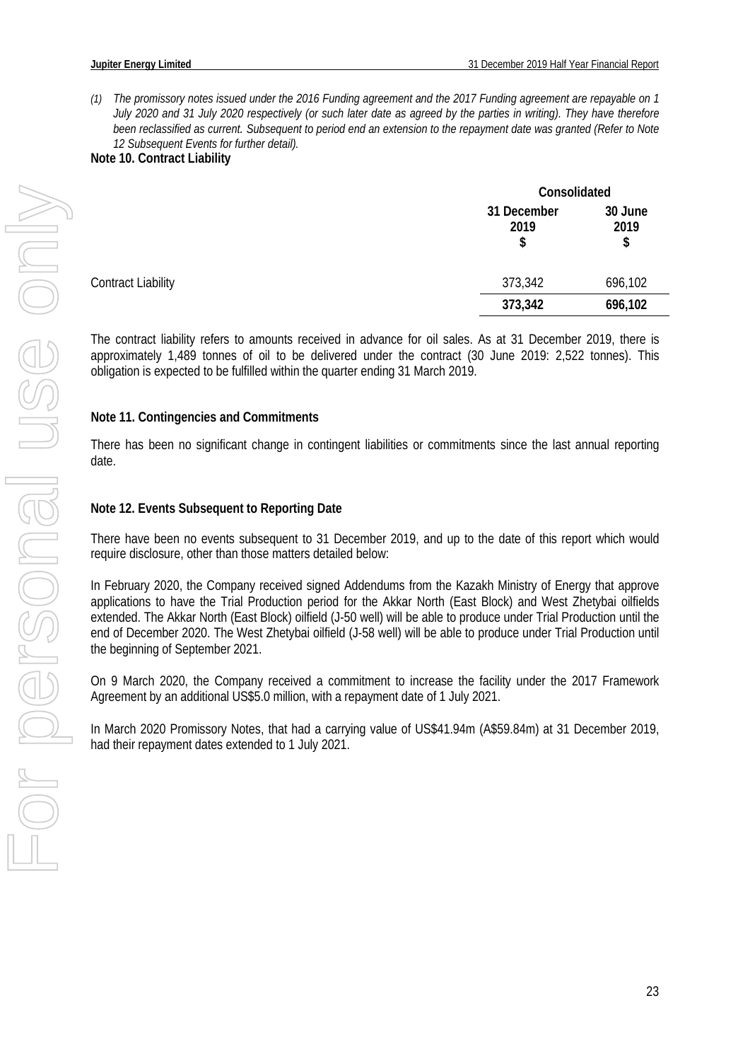*(1) The promissory notes issued under the 2016 Funding agreement and the 2017 Funding agreement are repayable on 1 July 2020 and 31 July 2020 respectively (or such later date as agreed by the parties in writing). They have therefore been reclassified as current. Subsequent to period end an extension to the repayment date was granted (Refer to Note 12 Subsequent Events for further detail).*

**Note 10. Contract Liability**

| | Consolidated | |
|---|---|---|
| | 31 December 2019 $ | 30 June 2019 $ |
| Contract Liability | 373,342 | 696,102 |
| | **373,342** | **696,102** |

The contract liability refers to amounts received in advance for oil sales. As at 31 December 2019, there is approximately 1,489 tonnes of oil to be delivered under the contract (30 June 2019: 2,522 tonnes). This obligation is expected to be fulfilled within the quarter ending 31 March 2019.

**Note 11. Contingencies and Commitments**

There has been no significant change in contingent liabilities or commitments since the last annual reporting date.

**Note 12. Events Subsequent to Reporting Date**

There have been no events subsequent to 31 December 2019, and up to the date of this report which would require disclosure, other than those matters detailed below:

In February 2020, the Company received signed Addendums from the Kazakh Ministry of Energy that approve applications to have the Trial Production period for the Akkar North (East Block) and West Zhetybai oilfields extended. The Akkar North (East Block) oilfield (J-50 well) will be able to produce under Trial Production until the end of December 2020. The West Zhetybai oilfield (J-58 well) will be able to produce under Trial Production until the beginning of September 2021.

On 9 March 2020, the Company received a commitment to increase the facility under the 2017 Framework Agreement by an additional US$5.0 million, with a repayment date of 1 July 2021.

In March 2020 Promissory Notes, that had a carrying value of US$41.94m (A$59.84m) at 31 December 2019, had their repayment dates extended to 1 July 2021.